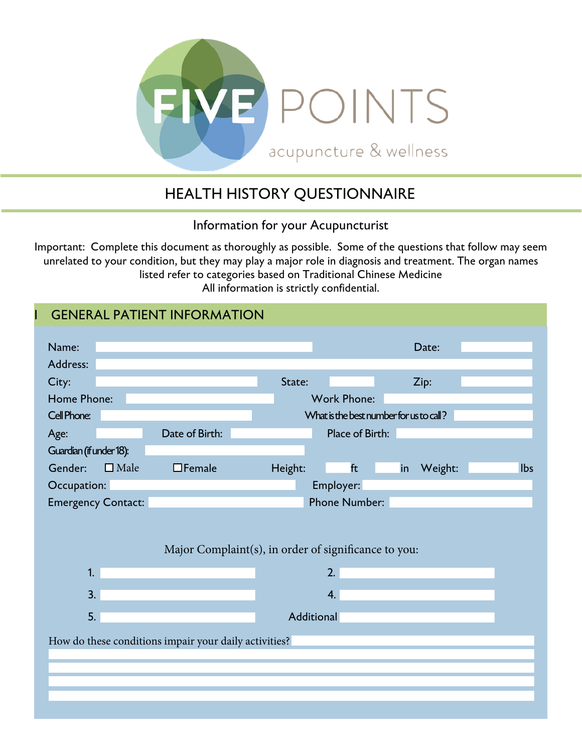FIVE POINTS

acupuncture & wellness

# HEALTH HISTORY QUESTIONNAIRE

Information for your Acupuncturist

Important: Complete this document as thoroughly as possible. Some of the questions that follow may seem unrelated to your condition, but they may play a major role in diagnosis and treatment. The organ names listed refer to categories based on Traditional Chinese Medicine
All information is strictly confidential.

## I GENERAL PATIENT INFORMATION

Name: Date:

Address:

City: State: Zip:

Home Phone: Work Phone:

Cell Phone: What is the best number for us to call?

Age: Date of Birth: Place of Birth:

Guardian (if under 18):

Gender: ☐ Male ☐ Female Height: ft in Weight: lbs

Occupation: Employer:

Emergency Contact: Phone Number:

Major Complaint(s), in order of significance to you:

1. 
2. 
3. 
4. 
5. 

Additional

How do these conditions impair your daily activities?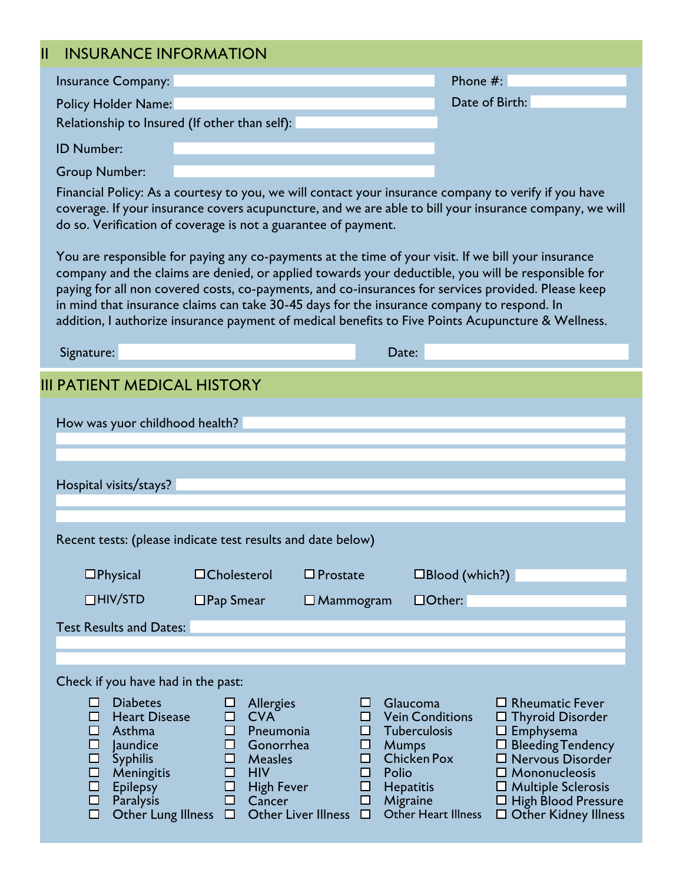## II INSURANCE INFORMATION

Insurance Company: ______ Phone #: ______

Policy Holder Name: ______ Date of Birth: ______

Relationship to Insured (If other than self): ______

ID Number: ______

Group Number: ______

Financial Policy: As a courtesy to you, we will contact your insurance company to verify if you have coverage. If your insurance covers acupuncture, and we are able to bill your insurance company, we will do so. Verification of coverage is not a guarantee of payment.

You are responsible for paying any co-payments at the time of your visit. If we bill your insurance company and the claims are denied, or applied towards your deductible, you will be responsible for paying for all non covered costs, co-payments, and co-insurances for services provided. Please keep in mind that insurance claims can take 30-45 days for the insurance company to respond. In addition, I authorize insurance payment of medical benefits to Five Points Acupuncture & Wellness.

Signature: ______ Date: ______

## III PATIENT MEDICAL HISTORY

How was yuor childhood health? ______

Hospital visits/stays? ______

Recent tests: (please indicate test results and date below)

- ☐ Physical
- ☐ Cholesterol
- ☐ Prostate
- ☐ Blood (which?) ______
- ☐ HIV/STD
- ☐ Pap Smear
- ☐ Mammogram
- ☐ Other: ______

Test Results and Dates: ______

Check if you have had in the past:

| | | | |
|---|---|---|---|
| ☐ Diabetes | ☐ Allergies | ☐ Glaucoma | ☐ Rheumatic Fever |
| ☐ Heart Disease | ☐ CVA | ☐ Vein Conditions | ☐ Thyroid Disorder |
| ☐ Asthma | ☐ Pneumonia | ☐ Tuberculosis | ☐ Emphysema |
| ☐ Jaundice | ☐ Gonorrhea | ☐ Mumps | ☐ Bleeding Tendency |
| ☐ Syphilis | ☐ Measles | ☐ Chicken Pox | ☐ Nervous Disorder |
| ☐ Meningitis | ☐ HIV | ☐ Polio | ☐ Mononucleosis |
| ☐ Epilepsy | ☐ High Fever | ☐ Hepatitis | ☐ Multiple Sclerosis |
| ☐ Paralysis | ☐ Cancer | ☐ Migraine | ☐ High Blood Pressure |
| ☐ Other Lung Illness | ☐ Other Liver Illness | ☐ Other Heart Illness | ☐ Other Kidney Illness |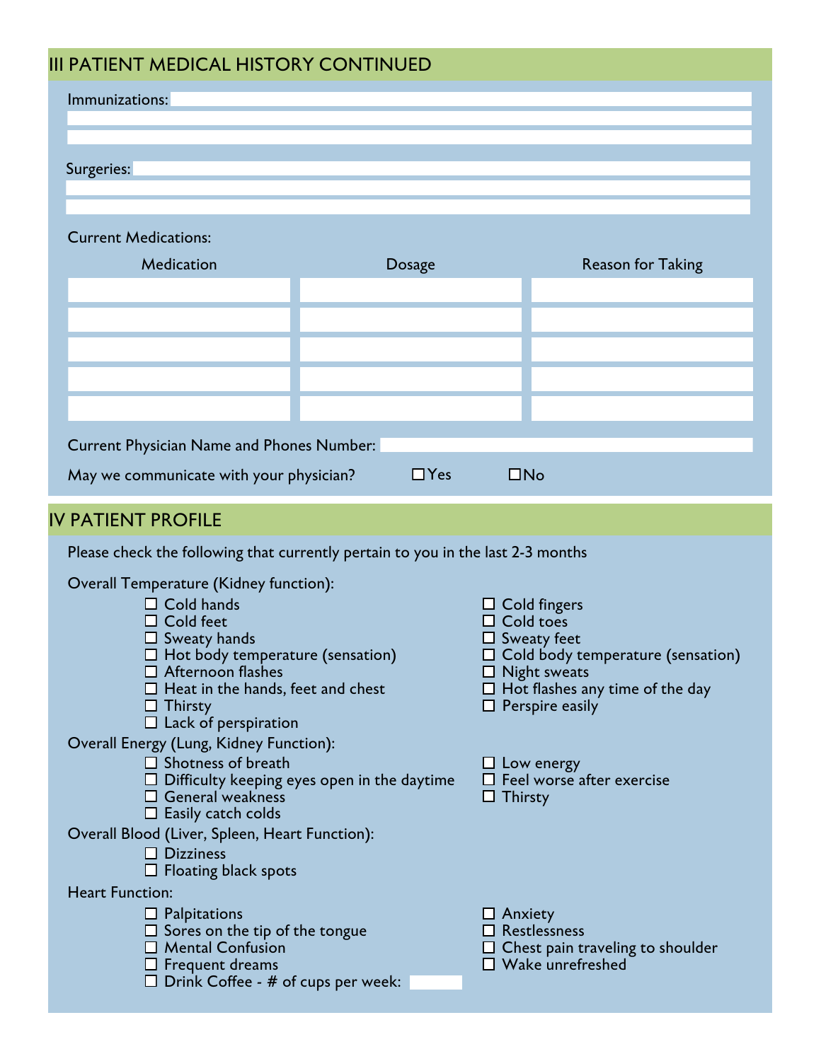## III PATIENT MEDICAL HISTORY CONTINUED

Immunizations:

Surgeries:

Current Medications:

| Medication | Dosage | Reason for Taking |
|---|---|---|
| | | |
| | | |
| | | |
| | | |
| | | |

Current Physician Name and Phones Number:

May we communicate with your physician? ☐Yes ☐No

## IV PATIENT PROFILE

Please check the following that currently pertain to you in the last 2-3 months

Overall Temperature (Kidney function):

- ☐ Cold hands
- ☐ Cold feet
- ☐ Sweaty hands
- ☐ Hot body temperature (sensation)
- ☐ Afternoon flashes
- ☐ Heat in the hands, feet and chest
- ☐ Thirsty
- ☐ Lack of perspiration
- ☐ Cold fingers
- ☐ Cold toes
- ☐ Sweaty feet
- ☐ Cold body temperature (sensation)
- ☐ Night sweats
- ☐ Hot flashes any time of the day
- ☐ Perspire easily

Overall Energy (Lung, Kidney Function):

- ☐ Shotness of breath
- ☐ Difficulty keeping eyes open in the daytime
- ☐ General weakness
- ☐ Easily catch colds
- ☐ Low energy
- ☐ Feel worse after exercise
- ☐ Thirsty

Overall Blood (Liver, Spleen, Heart Function):

- ☐ Dizziness
- ☐ Floating black spots

Heart Function:

- ☐ Palpitations
- ☐ Sores on the tip of the tongue
- ☐ Mental Confusion
- ☐ Frequent dreams
- ☐ Drink Coffee - # of cups per week:
- ☐ Anxiety
- ☐ Restlessness
- ☐ Chest pain traveling to shoulder
- ☐ Wake unrefreshed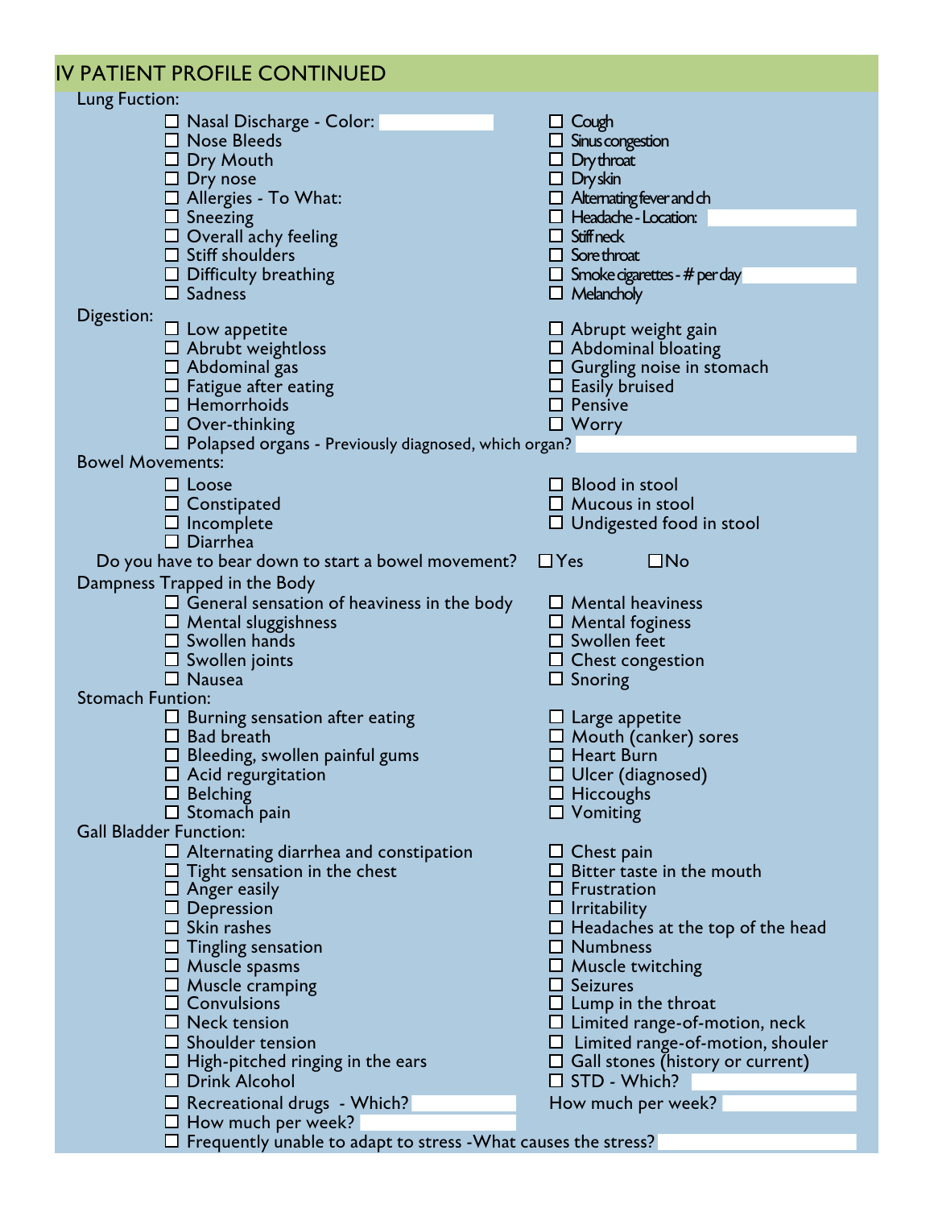## IV PATIENT PROFILE CONTINUED

**Lung Fuction:**

- ☐ Nasal Discharge - Color:
- ☐ Cough
- ☐ Nose Bleeds
- ☐ Sinus congestion
- ☐ Dry Mouth
- ☐ Dry throat
- ☐ Dry nose
- ☐ Dry skin
- ☐ Allergies - To What:
- ☐ Alternating fever and ch
- ☐ Sneezing
- ☐ Headache - Location:
- ☐ Overall achy feeling
- ☐ Stiff neck
- ☐ Stiff shoulders
- ☐ Sore throat
- ☐ Difficulty breathing
- ☐ Smoke cigarettes - # per day
- ☐ Sadness
- ☐ Melancholy

**Digestion:**

- ☐ Low appetite
- ☐ Abrupt weight gain
- ☐ Abrubt weightloss
- ☐ Abdominal bloating
- ☐ Abdominal gas
- ☐ Gurgling noise in stomach
- ☐ Fatigue after eating
- ☐ Easily bruised
- ☐ Hemorrhoids
- ☐ Pensive
- ☐ Over-thinking
- ☐ Worry
- ☐ Polapsed organs - Previously diagnosed, which organ?

**Bowel Movements:**

- ☐ Loose
- ☐ Blood in stool
- ☐ Constipated
- ☐ Mucous in stool
- ☐ Incomplete
- ☐ Undigested food in stool
- ☐ Diarrhea

Do you have to bear down to start a bowel movement? ☐ Yes ☐ No

**Dampness Trapped in the Body**

- ☐ General sensation of heaviness in the body
- ☐ Mental heaviness
- ☐ Mental sluggishness
- ☐ Mental fogginess
- ☐ Swollen hands
- ☐ Swollen feet
- ☐ Swollen joints
- ☐ Chest congestion
- ☐ Nausea
- ☐ Snoring

**Stomach Funtion:**

- ☐ Burning sensation after eating
- ☐ Large appetite
- ☐ Bad breath
- ☐ Mouth (canker) sores
- ☐ Bleeding, swollen painful gums
- ☐ Heart Burn
- ☐ Acid regurgitation
- ☐ Ulcer (diagnosed)
- ☐ Belching
- ☐ Hiccoughs
- ☐ Stomach pain
- ☐ Vomiting

**Gall Bladder Function:**

- ☐ Alternating diarrhea and constipation
- ☐ Chest pain
- ☐ Tight sensation in the chest
- ☐ Bitter taste in the mouth
- ☐ Anger easily
- ☐ Frustration
- ☐ Depression
- ☐ Irritability
- ☐ Skin rashes
- ☐ Headaches at the top of the head
- ☐ Tingling sensation
- ☐ Numbness
- ☐ Muscle spasms
- ☐ Muscle twitching
- ☐ Muscle cramping
- ☐ Seizures
- ☐ Convulsions
- ☐ Lump in the throat
- ☐ Neck tension
- ☐ Limited range-of-motion, neck
- ☐ Shoulder tension
- ☐ Limited range-of-motion, shouler
- ☐ High-pitched ringing in the ears
- ☐ Gall stones (history or current)
- ☐ Drink Alcohol
- ☐ STD - Which?
- ☐ Recreational drugs - Which?

How much per week?

- ☐ How much per week?
- ☐ Frequently unable to adapt to stress -What causes the stress?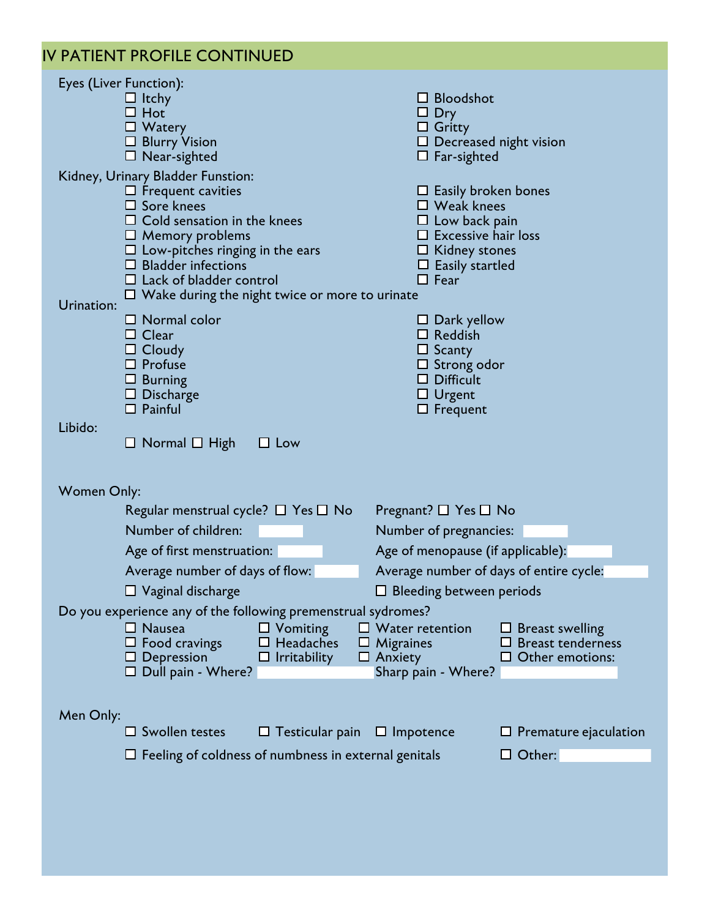## IV PATIENT PROFILE CONTINUED

Eyes (Liver Function):

- ☐ Itchy
- ☐ Hot
- ☐ Watery
- ☐ Blurry Vision
- ☐ Near-sighted
- ☐ Bloodshot
- ☐ Dry
- ☐ Gritty
- ☐ Decreased night vision
- ☐ Far-sighted

Kidney, Urinary Bladder Funstion:

- ☐ Frequent cavities
- ☐ Sore knees
- ☐ Cold sensation in the knees
- ☐ Memory problems
- ☐ Low-pitches ringing in the ears
- ☐ Bladder infections
- ☐ Lack of bladder control
- ☐ Wake during the night twice or more to urinate
- ☐ Easily broken bones
- ☐ Weak knees
- ☐ Low back pain
- ☐ Excessive hair loss
- ☐ Kidney stones
- ☐ Easily startled
- ☐ Fear

Urination:

- ☐ Normal color
- ☐ Clear
- ☐ Cloudy
- ☐ Profuse
- ☐ Burning
- ☐ Discharge
- ☐ Painful
- ☐ Dark yellow
- ☐ Reddish
- ☐ Scanty
- ☐ Strong odor
- ☐ Difficult
- ☐ Urgent
- ☐ Frequent

Libido:

☐ Normal ☐ High ☐ Low

Women Only:

Regular menstrual cycle? ☐ Yes ☐ No

Pregnant? ☐ Yes ☐ No

Number of children: ______

Number of pregnancies: ______

Age of first menstruation: ______

Age of menopause (if applicable): ______

Average number of days of flow: ______

Average number of days of entire cycle: ______

☐ Vaginal discharge

☐ Bleeding between periods

Do you experience any of the following premenstrual sydromes?

- ☐ Nausea
- ☐ Vomiting
- ☐ Water retention
- ☐ Breast swelling
- ☐ Food cravings
- ☐ Headaches
- ☐ Migraines
- ☐ Breast tenderness
- ☐ Depression
- ☐ Irritability
- ☐ Anxiety
- ☐ Other emotions:
- ☐ Dull pain - Where? ______
- Sharp pain - Where? ______

Men Only:

- ☐ Swollen testes
- ☐ Testicular pain
- ☐ Impotence
- ☐ Premature ejaculation
- ☐ Feeling of coldness of numbness in external genitals
- ☐ Other: ______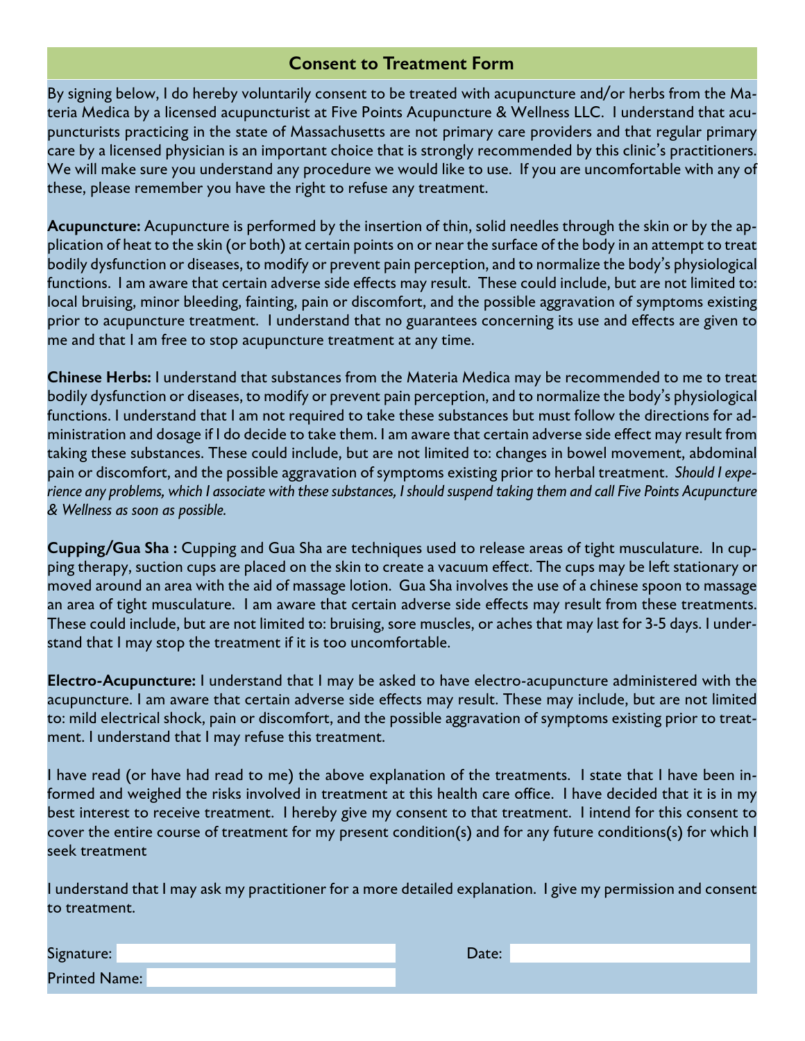# Consent to Treatment Form

By signing below, I do hereby voluntarily consent to be treated with acupuncture and/or herbs from the Materia Medica by a licensed acupuncturist at Five Points Acupuncture & Wellness LLC. I understand that acupuncturists practicing in the state of Massachusetts are not primary care providers and that regular primary care by a licensed physician is an important choice that is strongly recommended by this clinic's practitioners. We will make sure you understand any procedure we would like to use. If you are uncomfortable with any of these, please remember you have the right to refuse any treatment.

**Acupuncture:** Acupuncture is performed by the insertion of thin, solid needles through the skin or by the application of heat to the skin (or both) at certain points on or near the surface of the body in an attempt to treat bodily dysfunction or diseases, to modify or prevent pain perception, and to normalize the body's physiological functions. I am aware that certain adverse side effects may result. These could include, but are not limited to: local bruising, minor bleeding, fainting, pain or discomfort, and the possible aggravation of symptoms existing prior to acupuncture treatment. I understand that no guarantees concerning its use and effects are given to me and that I am free to stop acupuncture treatment at any time.

**Chinese Herbs:** I understand that substances from the Materia Medica may be recommended to me to treat bodily dysfunction or diseases, to modify or prevent pain perception, and to normalize the body's physiological functions. I understand that I am not required to take these substances but must follow the directions for administration and dosage if I do decide to take them. I am aware that certain adverse side effect may result from taking these substances. These could include, but are not limited to: changes in bowel movement, abdominal pain or discomfort, and the possible aggravation of symptoms existing prior to herbal treatment. *Should I experience any problems, which I associate with these substances, I should suspend taking them and call Five Points Acupuncture & Wellness as soon as possible.*

**Cupping/Gua Sha :** Cupping and Gua Sha are techniques used to release areas of tight musculature. In cupping therapy, suction cups are placed on the skin to create a vacuum effect. The cups may be left stationary or moved around an area with the aid of massage lotion. Gua Sha involves the use of a chinese spoon to massage an area of tight musculature. I am aware that certain adverse side effects may result from these treatments. These could include, but are not limited to: bruising, sore muscles, or aches that may last for 3-5 days. I understand that I may stop the treatment if it is too uncomfortable.

**Electro-Acupuncture:** I understand that I may be asked to have electro-acupuncture administered with the acupuncture. I am aware that certain adverse side effects may result. These may include, but are not limited to: mild electrical shock, pain or discomfort, and the possible aggravation of symptoms existing prior to treatment. I understand that I may refuse this treatment.

I have read (or have had read to me) the above explanation of the treatments. I state that I have been informed and weighed the risks involved in treatment at this health care office. I have decided that it is in my best interest to receive treatment. I hereby give my consent to that treatment. I intend for this consent to cover the entire course of treatment for my present condition(s) and for any future conditions(s) for which I seek treatment

I understand that I may ask my practitioner for a more detailed explanation. I give my permission and consent to treatment.

Signature: ______________________ Date: ______________________

Printed Name: ______________________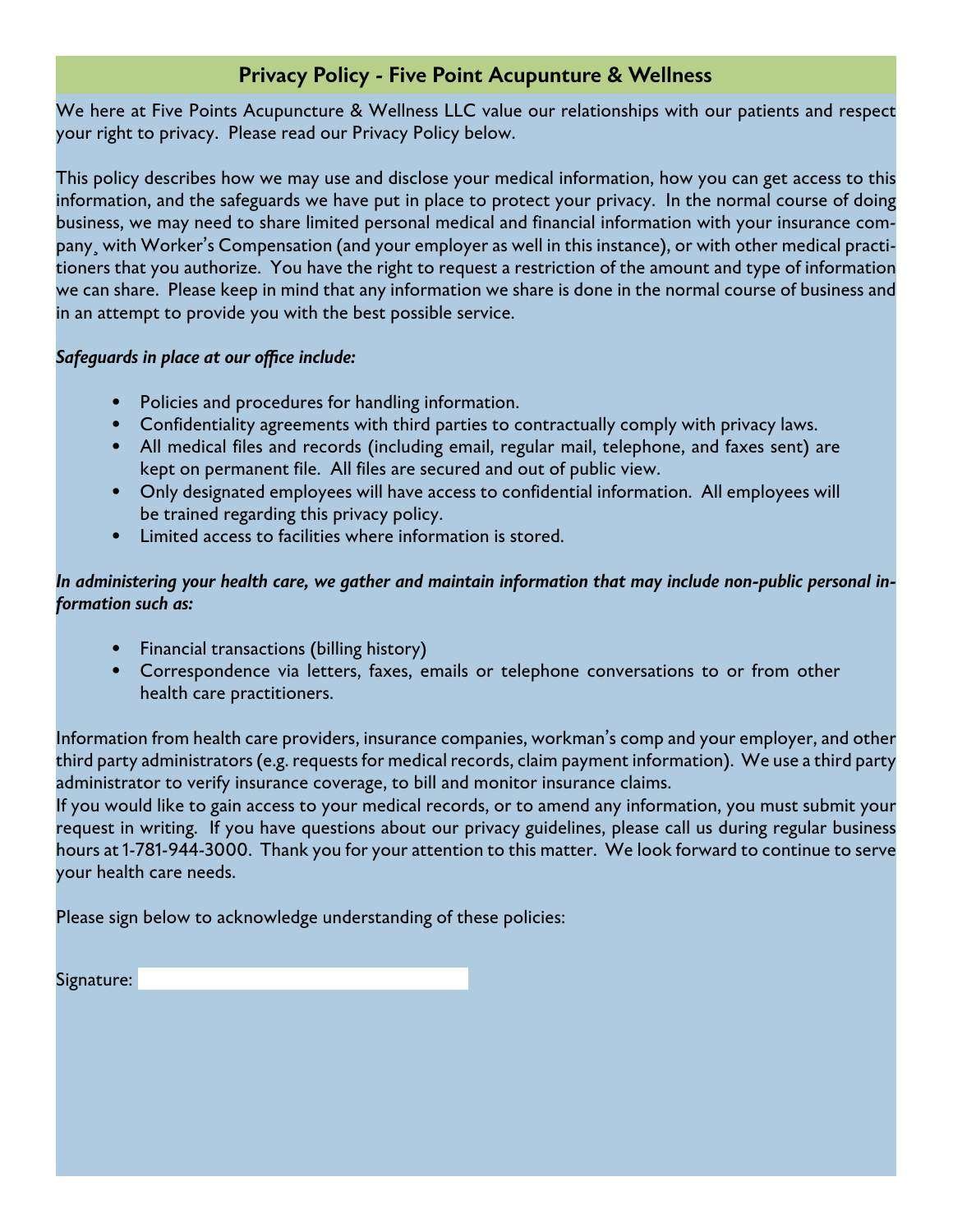## Privacy Policy - Five Point Acupunture & Wellness

We here at Five Points Acupuncture & Wellness LLC value our relationships with our patients and respect your right to privacy. Please read our Privacy Policy below.

This policy describes how we may use and disclose your medical information, how you can get access to this information, and the safeguards we have put in place to protect your privacy. In the normal course of doing business, we may need to share limited personal medical and financial information with your insurance company¸ with Worker's Compensation (and your employer as well in this instance), or with other medical practitioners that you authorize. You have the right to request a restriction of the amount and type of information we can share. Please keep in mind that any information we share is done in the normal course of business and in an attempt to provide you with the best possible service.

***Safeguards in place at our office include:***

- Policies and procedures for handling information.
- Confidentiality agreements with third parties to contractually comply with privacy laws.
- All medical files and records (including email, regular mail, telephone, and faxes sent) are kept on permanent file. All files are secured and out of public view.
- Only designated employees will have access to confidential information. All employees will be trained regarding this privacy policy.
- Limited access to facilities where information is stored.

***In administering your health care, we gather and maintain information that may include non-public personal information such as:***

- Financial transactions (billing history)
- Correspondence via letters, faxes, emails or telephone conversations to or from other health care practitioners.

Information from health care providers, insurance companies, workman's comp and your employer, and other third party administrators (e.g. requests for medical records, claim payment information). We use a third party administrator to verify insurance coverage, to bill and monitor insurance claims.
If you would like to gain access to your medical records, or to amend any information, you must submit your request in writing. If you have questions about our privacy guidelines, please call us during regular business hours at 1-781-944-3000. Thank you for your attention to this matter. We look forward to continue to serve your health care needs.

Please sign below to acknowledge understanding of these policies:

Signature: ____________________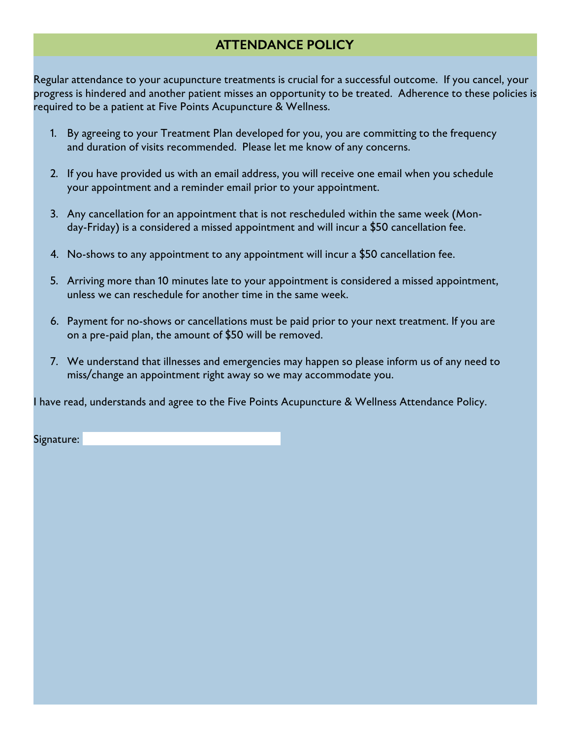## ATTENDANCE POLICY

Regular attendance to your acupuncture treatments is crucial for a successful outcome.  If you cancel, your progress is hindered and another patient misses an opportunity to be treated.  Adherence to these policies is required to be a patient at Five Points Acupuncture & Wellness.

1. By agreeing to your Treatment Plan developed for you, you are committing to the frequency and duration of visits recommended.  Please let me know of any concerns.

2. If you have provided us with an email address, you will receive one email when you schedule your appointment and a reminder email prior to your appointment.

3. Any cancellation for an appointment that is not rescheduled within the same week (Monday-Friday) is a considered a missed appointment and will incur a $50 cancellation fee.

4. No-shows to any appointment to any appointment will incur a $50 cancellation fee.

5. Arriving more than 10 minutes late to your appointment is considered a missed appointment, unless we can reschedule for another time in the same week.

6. Payment for no-shows or cancellations must be paid prior to your next treatment. If you are on a pre-paid plan, the amount of $50 will be removed.

7. We understand that illnesses and emergencies may happen so please inform us of any need to miss/change an appointment right away so we may accommodate you.

I have read, understands and agree to the Five Points Acupuncture & Wellness Attendance Policy.

Signature: